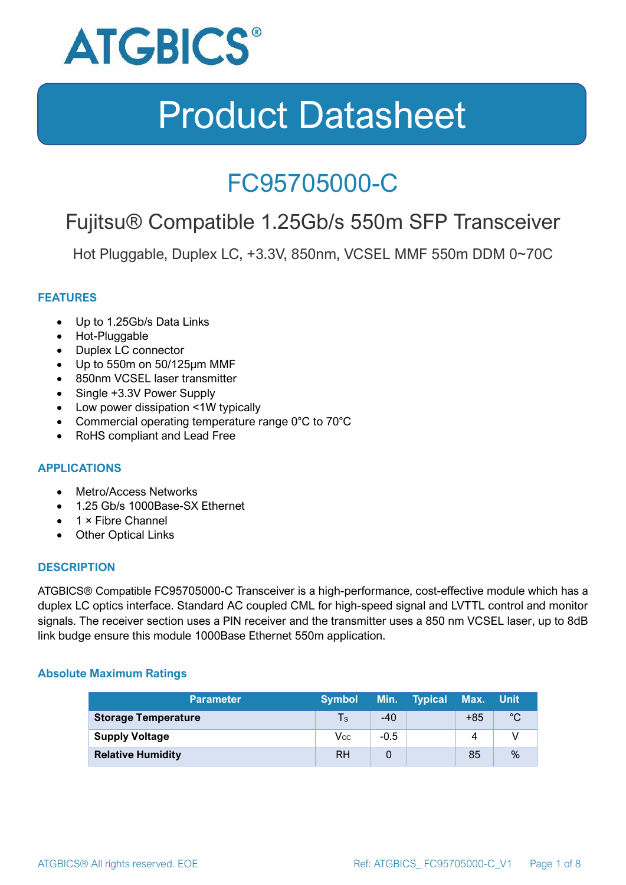# Product Datasheet

## FC95705000-C

## Fujitsu® Compatible 1.25Gb/s 550m SFP Transceiver

Hot Pluggable, Duplex LC, +3.3V, 850nm, VCSEL MMF 550m DDM 0~70C

### FEATURES

- Up to 1.25Gb/s Data Links
- Hot-Pluggable
- Duplex LC connector
- Up to 550m on 50/125μm MMF
- 850nm VCSEL laser transmitter
- Single +3.3V Power Supply
- Low power dissipation <1W typically
- Commercial operating temperature range 0°C to 70°C
- RoHS compliant and Lead Free

### APPLICATIONS

- Metro/Access Networks
- 1.25 Gb/s 1000Base-SX Ethernet
- 1 × Fibre Channel
- Other Optical Links

### DESCRIPTION

ATGBICS® Compatible FC95705000-C Transceiver is a high-performance, cost-effective module which has a duplex LC optics interface. Standard AC coupled CML for high-speed signal and LVTTL control and monitor signals. The receiver section uses a PIN receiver and the transmitter uses a 850 nm VCSEL laser, up to 8dB link budge ensure this module 1000Base Ethernet 550m application.

#### Absolute Maximum Ratings

| Parameter | Symbol | Min. | Typical | Max. | Unit |
|---|---|---|---|---|---|
| **Storage Temperature** | $T_S$ | -40 | | +85 | °C |
| **Supply Voltage** | $V_{CC}$ | -0.5 | | 4 | V |
| **Relative Humidity** | RH | 0 | | 85 | % |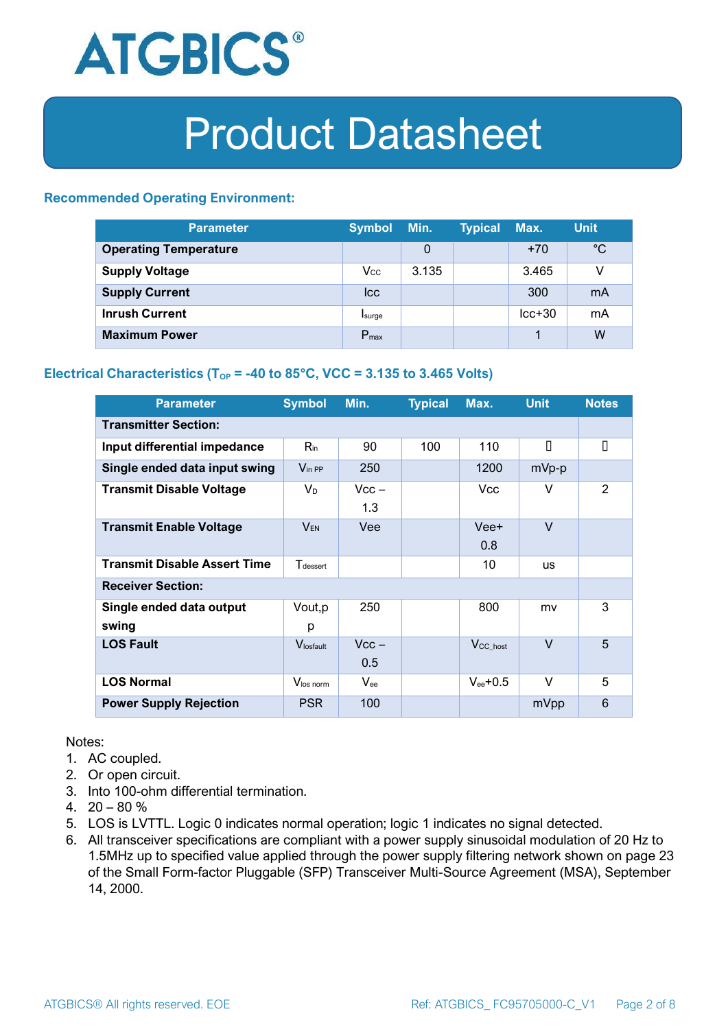### Recommended Operating Environment:

| Parameter | Symbol | Min. | Typical | Max. | Unit |
|---|---|---|---|---|---|
| **Operating Temperature** | | 0 | | +70 | °C |
| **Supply Voltage** | Vcc | 3.135 | | 3.465 | V |
| **Supply Current** | Icc | | | 300 | mA |
| **Inrush Current** | $I_{surge}$ | | | Icc+30 | mA |
| **Maximum Power** | $P_{max}$ | | | 1 | W |

### Electrical Characteristics ($T_{OP}$ = -40 to 85°C, VCC = 3.135 to 3.465 Volts)

| Parameter | Symbol | Min. | Typical | Max. | Unit | Notes |
|---|---|---|---|---|---|---|
| **Transmitter Section:** | | | | | | |
| **Input differential impedance** | $R_{in}$ | 90 | 100 | 110 | | |
| **Single ended data input swing** | $V_{in\ PP}$ | 250 | | 1200 | mVp-p | |
| **Transmit Disable Voltage** | $V_D$ | Vcc – 1.3 | | Vcc | V | 2 |
| **Transmit Enable Voltage** | $V_{EN}$ | Vee | | Vee+ 0.8 | V | |
| **Transmit Disable Assert Time** | $T_{dessert}$ | | | 10 | us | |
| **Receiver Section:** | | | | | | |
| **Single ended data output swing** | Vout,p p | 250 | | 800 | mv | 3 |
| **LOS Fault** | $V_{losfault}$ | Vcc – 0.5 | | $V_{CC\_host}$ | V | 5 |
| **LOS Normal** | $V_{los\ norm}$ | $V_{ee}$ | | $V_{ee}$+0.5 | V | 5 |
| **Power Supply Rejection** | PSR | 100 | | | mVpp | 6 |

Notes:

1. AC coupled.
2. Or open circuit.
3. Into 100-ohm differential termination.
4. 20 – 80 %
5. LOS is LVTTL. Logic 0 indicates normal operation; logic 1 indicates no signal detected.
6. All transceiver specifications are compliant with a power supply sinusoidal modulation of 20 Hz to 1.5MHz up to specified value applied through the power supply filtering network shown on page 23 of the Small Form-factor Pluggable (SFP) Transceiver Multi-Source Agreement (MSA), September 14, 2000.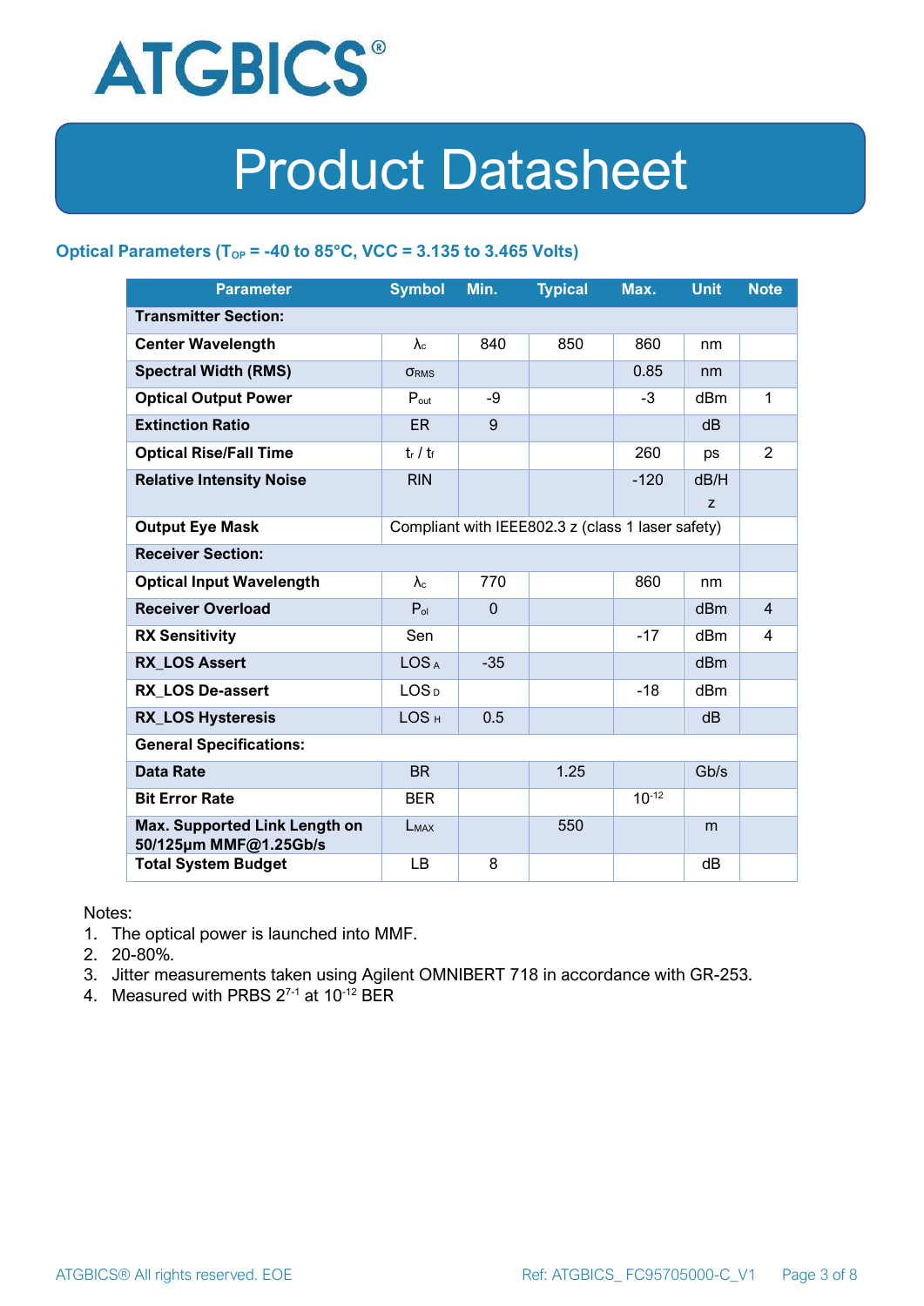### Optical Parameters ($T_{OP}$ = -40 to 85°C, VCC = 3.135 to 3.465 Volts)

| Parameter | Symbol | Min. | Typical | Max. | Unit | Note |
|---|---|---|---|---|---|---|
| **Transmitter Section:** | | | | | | |
| **Center Wavelength** | $\lambda_c$ | 840 | 850 | 860 | nm | |
| **Spectral Width (RMS)** | $\sigma_{RMS}$ | | | 0.85 | nm | |
| **Optical Output Power** | $P_{out}$ | -9 | | -3 | dBm | 1 |
| **Extinction Ratio** | ER | 9 | | | dB | |
| **Optical Rise/Fall Time** | $t_r$ / $t_f$ | | | 260 | ps | 2 |
| **Relative Intensity Noise** | RIN | | | -120 | dB/Hz | |
| **Output Eye Mask** | Compliant with IEEE802.3 z (class 1 laser safety) | | | | | |
| **Receiver Section:** | | | | | | |
| **Optical Input Wavelength** | $\lambda_c$ | 770 | | 860 | nm | |
| **Receiver Overload** | $P_{ol}$ | 0 | | | dBm | 4 |
| **RX Sensitivity** | Sen | | | -17 | dBm | 4 |
| **RX_LOS Assert** | $LOS_A$ | -35 | | | dBm | |
| **RX_LOS De-assert** | $LOS_D$ | | | -18 | dBm | |
| **RX_LOS Hysteresis** | $LOS_H$ | 0.5 | | | dB | |
| **General Specifications:** | | | | | | |
| **Data Rate** | BR | | 1.25 | | Gb/s | |
| **Bit Error Rate** | BER | | | $10^{-12}$ | | |
| **Max. Supported Link Length on 50/125µm MMF@1.25Gb/s** | $L_{MAX}$ | | 550 | | m | |
| **Total System Budget** | LB | 8 | | | dB | |

Notes:

1. The optical power is launched into MMF.
2. 20-80%.
3. Jitter measurements taken using Agilent OMNIBERT 718 in accordance with GR-253.
4. Measured with PRBS $2^{7-1}$ at $10^{-12}$ BER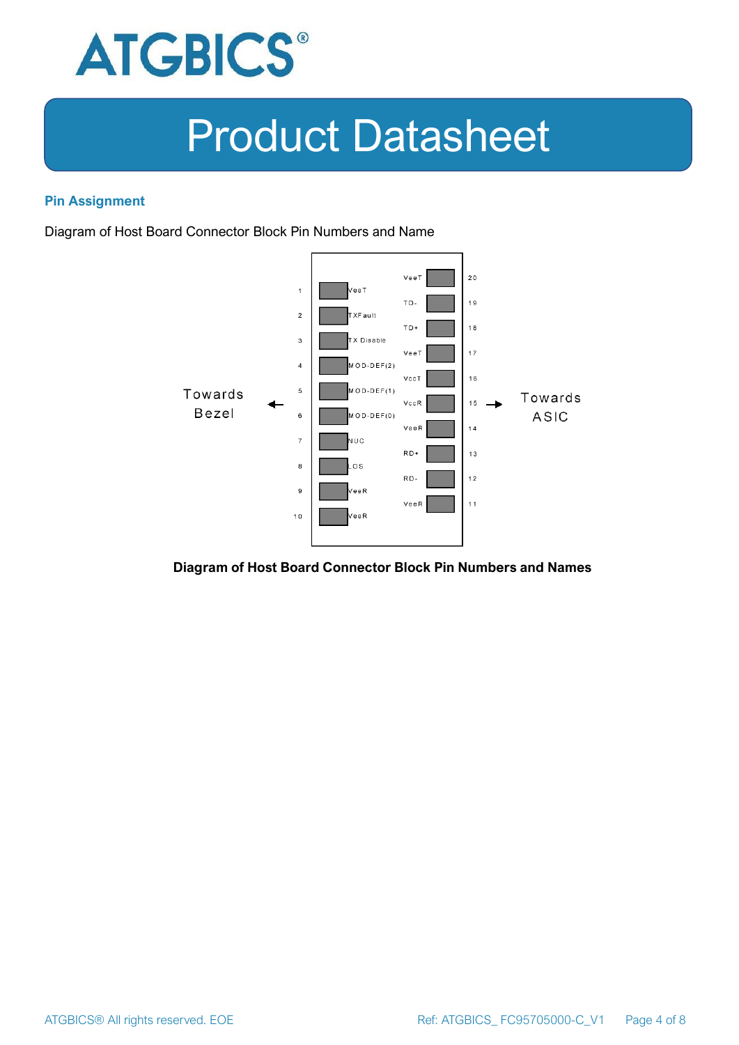## Pin Assignment

Diagram of Host Board Connector Block Pin Numbers and Name

| Pin | Name | Name | Pin |
|---|---|---|---|
| | | VeeT | 20 |
| 1 | VeeT | TD- | 19 |
| 2 | TXFault | TD+ | 18 |
| 3 | TX Disable | VeeT | 17 |
| 4 | MOD-DEF(2) | VccT | 16 |
| 5 | MOD-DEF(1) | VccR | 15 |
| 6 | MOD-DEF(0) | VeeR | 14 |
| 7 | NUC | RD+ | 13 |
| 8 | LOS | RD- | 12 |
| 9 | VeeR | VeeR | 11 |
| 10 | VeeR | | |

Towards Bezel ← | → Towards ASIC

**Diagram of Host Board Connector Block Pin Numbers and Names**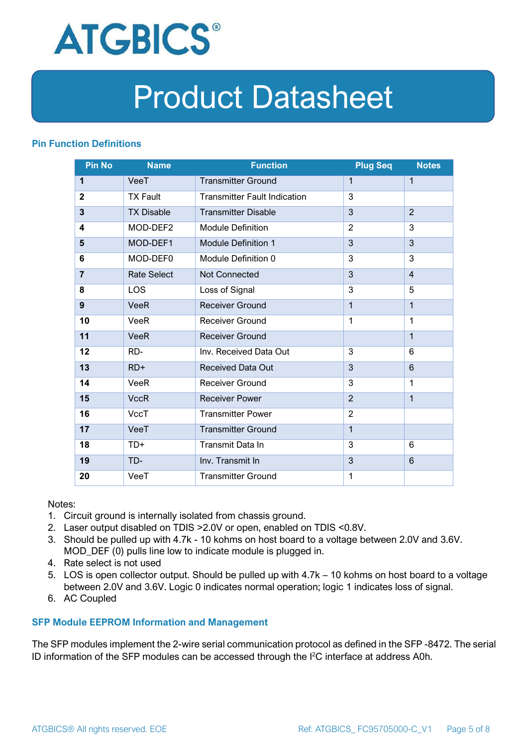### Pin Function Definitions

| Pin No | Name | Function | Plug Seq | Notes |
|---|---|---|---|---|
| **1** | VeeT | Transmitter Ground | 1 | 1 |
| **2** | TX Fault | Transmitter Fault Indication | 3 | |
| **3** | TX Disable | Transmitter Disable | 3 | 2 |
| **4** | MOD-DEF2 | Module Definition | 2 | 3 |
| **5** | MOD-DEF1 | Module Definition 1 | 3 | 3 |
| **6** | MOD-DEF0 | Module Definition 0 | 3 | 3 |
| **7** | Rate Select | Not Connected | 3 | 4 |
| **8** | LOS | Loss of Signal | 3 | 5 |
| **9** | VeeR | Receiver Ground | 1 | 1 |
| **10** | VeeR | Receiver Ground | 1 | 1 |
| **11** | VeeR | Receiver Ground | | 1 |
| **12** | RD- | Inv. Received Data Out | 3 | 6 |
| **13** | RD+ | Received Data Out | 3 | 6 |
| **14** | VeeR | Receiver Ground | 3 | 1 |
| **15** | VccR | Receiver Power | 2 | 1 |
| **16** | VccT | Transmitter Power | 2 | |
| **17** | VeeT | Transmitter Ground | 1 | |
| **18** | TD+ | Transmit Data In | 3 | 6 |
| **19** | TD- | Inv. Transmit In | 3 | 6 |
| **20** | VeeT | Transmitter Ground | 1 | |

Notes:

1. Circuit ground is internally isolated from chassis ground.
2. Laser output disabled on TDIS >2.0V or open, enabled on TDIS <0.8V.
3. Should be pulled up with 4.7k - 10 kohms on host board to a voltage between 2.0V and 3.6V. MOD_DEF (0) pulls line low to indicate module is plugged in.
4. Rate select is not used
5. LOS is open collector output. Should be pulled up with 4.7k – 10 kohms on host board to a voltage between 2.0V and 3.6V. Logic 0 indicates normal operation; logic 1 indicates loss of signal.
6. AC Coupled

### SFP Module EEPROM Information and Management

The SFP modules implement the 2-wire serial communication protocol as defined in the SFP -8472. The serial ID information of the SFP modules can be accessed through the I$^2$C interface at address A0h.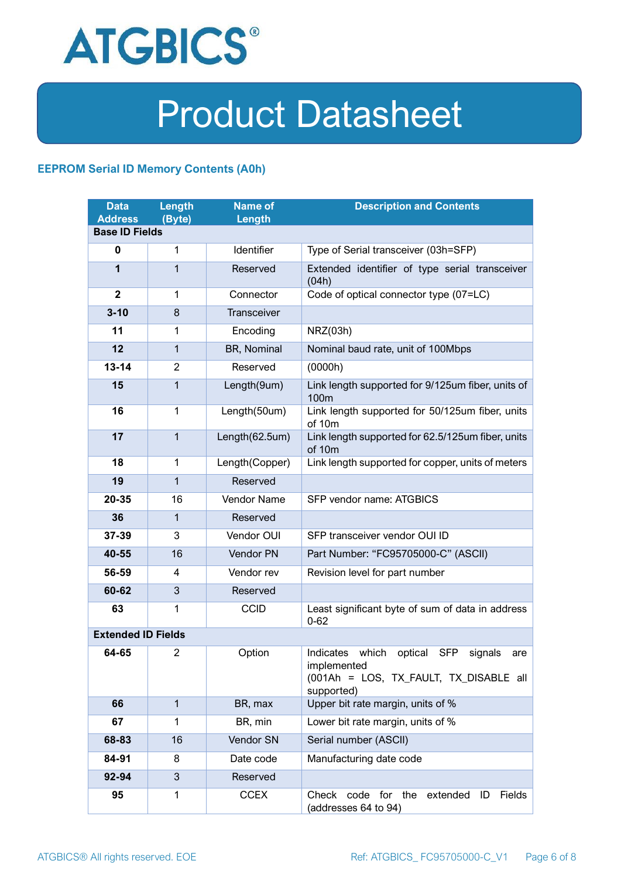## EEPROM Serial ID Memory Contents (A0h)

| Data Address | Length (Byte) | Name of Length | Description and Contents |
|---|---|---|---|
| **Base ID Fields** | | | |
| **0** | 1 | Identifier | Type of Serial transceiver (03h=SFP) |
| **1** | 1 | Reserved | Extended identifier of type serial transceiver (04h) |
| **2** | 1 | Connector | Code of optical connector type (07=LC) |
| **3-10** | 8 | Transceiver | |
| **11** | 1 | Encoding | NRZ(03h) |
| **12** | 1 | BR, Nominal | Nominal baud rate, unit of 100Mbps |
| **13-14** | 2 | Reserved | (0000h) |
| **15** | 1 | Length(9um) | Link length supported for 9/125um fiber, units of 100m |
| **16** | 1 | Length(50um) | Link length supported for 50/125um fiber, units of 10m |
| **17** | 1 | Length(62.5um) | Link length supported for 62.5/125um fiber, units of 10m |
| **18** | 1 | Length(Copper) | Link length supported for copper, units of meters |
| **19** | 1 | Reserved | |
| **20-35** | 16 | Vendor Name | SFP vendor name: ATGBICS |
| **36** | 1 | Reserved | |
| **37-39** | 3 | Vendor OUI | SFP transceiver vendor OUI ID |
| **40-55** | 16 | Vendor PN | Part Number: "FC95705000-C" (ASCII) |
| **56-59** | 4 | Vendor rev | Revision level for part number |
| **60-62** | 3 | Reserved | |
| **63** | 1 | CCID | Least significant byte of sum of data in address 0-62 |
| **Extended ID Fields** | | | |
| **64-65** | 2 | Option | Indicates which optical SFP signals are implemented (001Ah = LOS, TX_FAULT, TX_DISABLE all supported) |
| **66** | 1 | BR, max | Upper bit rate margin, units of % |
| **67** | 1 | BR, min | Lower bit rate margin, units of % |
| **68-83** | 16 | Vendor SN | Serial number (ASCII) |
| **84-91** | 8 | Date code | Manufacturing date code |
| **92-94** | 3 | Reserved | |
| **95** | 1 | CCEX | Check code for the extended ID Fields (addresses 64 to 94) |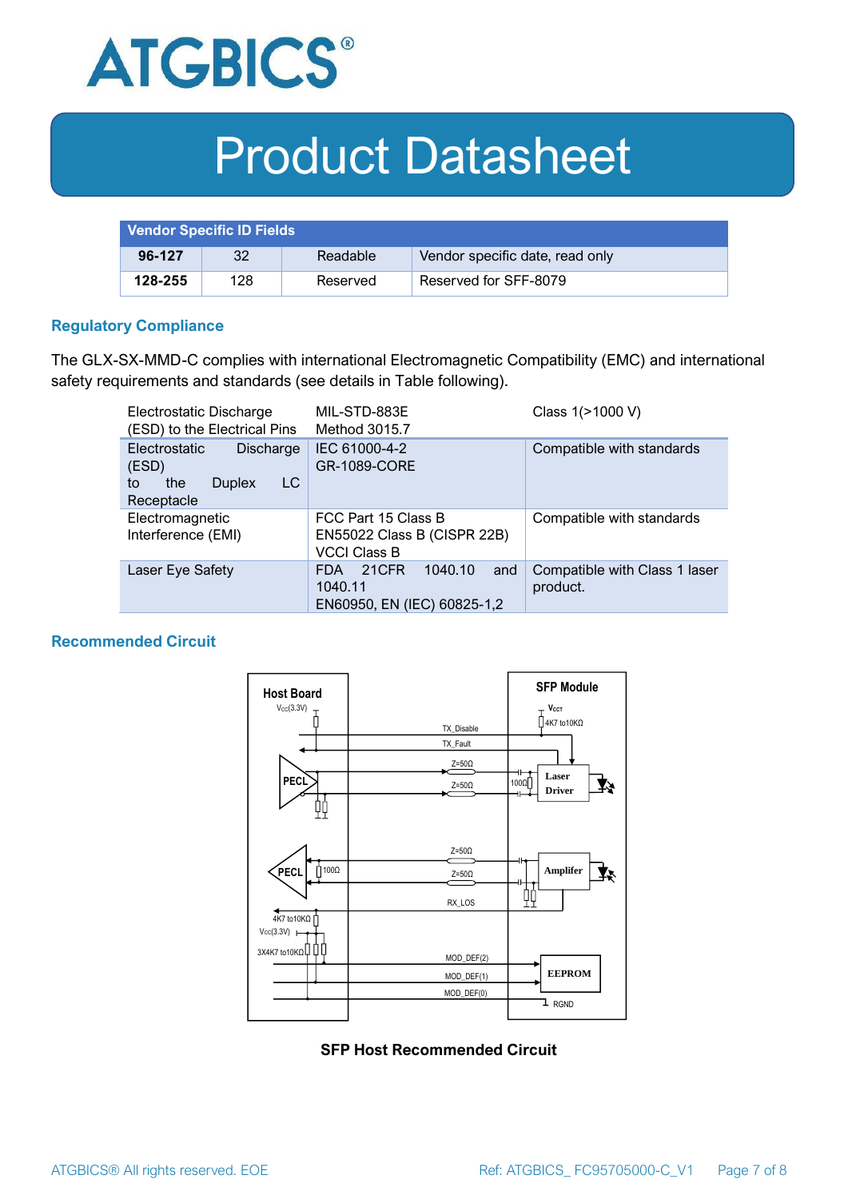| Vendor Specific ID Fields | | | |
|---|---|---|---|
| **96-127** | 32 | Readable | Vendor specific date, read only |
| **128-255** | 128 | Reserved | Reserved for SFF-8079 |

### Regulatory Compliance

The GLX-SX-MMD-C complies with international Electromagnetic Compatibility (EMC) and international safety requirements and standards (see details in Table following).

| Electrostatic Discharge (ESD) to the Electrical Pins | MIL-STD-883E Method 3015.7 | Class 1(>1000 V) |
|---|---|---|
| Electrostatic Discharge (ESD) to the Duplex LC Receptacle | IEC 61000-4-2 GR-1089-CORE | Compatible with standards |
| Electromagnetic Interference (EMI) | FCC Part 15 Class B EN55022 Class B (CISPR 22B) VCCI Class B | Compatible with standards |
| Laser Eye Safety | FDA 21CFR 1040.10 and 1040.11 EN60950, EN (IEC) 60825-1,2 | Compatible with Class 1 laser product. |

### Recommended Circuit

**SFP Host Recommended Circuit**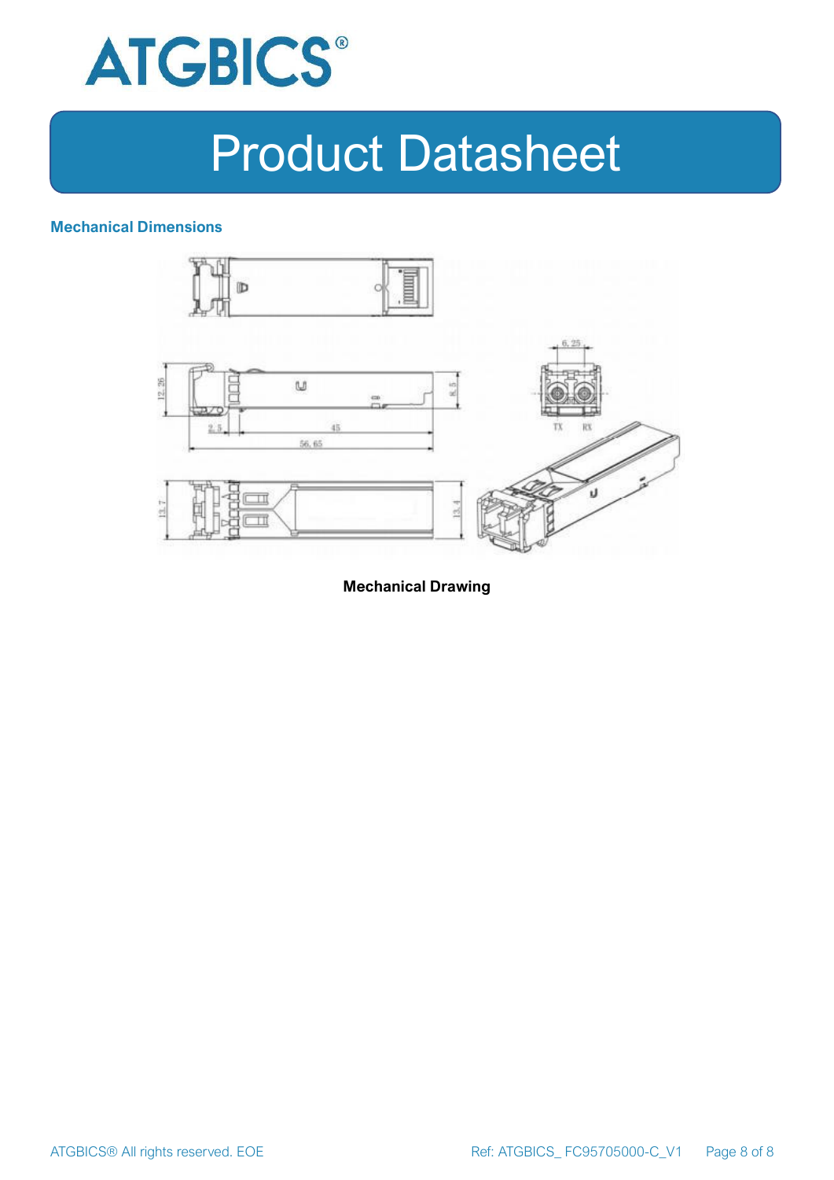## Mechanical Dimensions

6.25

12.26

8.5

2.5

45

56.65

TX

RX

13.7

13.4

**Mechanical Drawing**